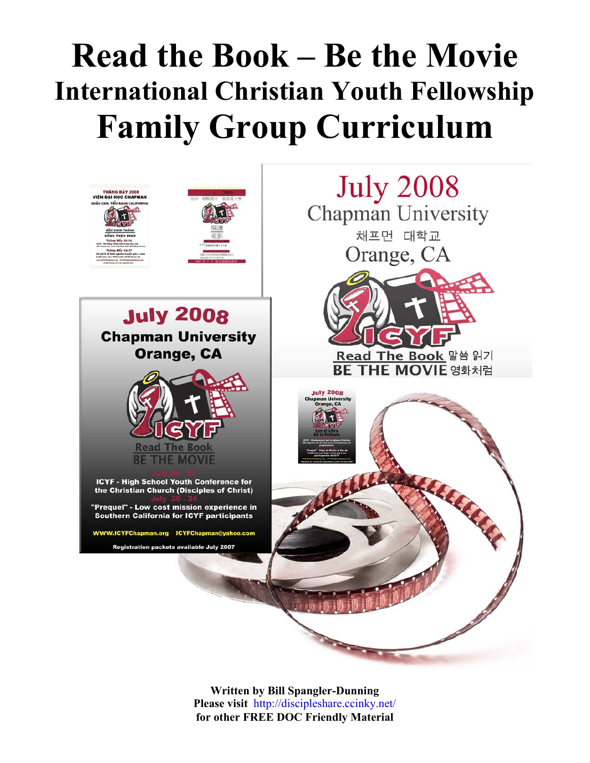# Read the Book – Be the Movie
## International Christian Youth Fellowship
# Family Group Curriculum

**July 2008**
**Chapman University**
**Orange, CA**

**ICYF**

**Read The Book**
**BE THE MOVIE**

**ICYF - High School Youth Conference for the Christian Church (Disciples of Christ)**
July 24 - 27
**"Prequel" - Low cost mission experience in Southern California for ICYF participants**
July 20 - 24

**WWW.ICYFChapman.org ICYFChapman@yahoo.com**

**Registration packets available July 2007**

July 2008
Chapman University
채프먼 대학교
Orange, CA

ICYF

Read The Book 말씀 읽기
BE THE MOVIE 영화처럼

**Written by Bill Spangler-Dunning**
**Please visit** http://discipleshare.ccinky.net/
**for other FREE DOC Friendly Material**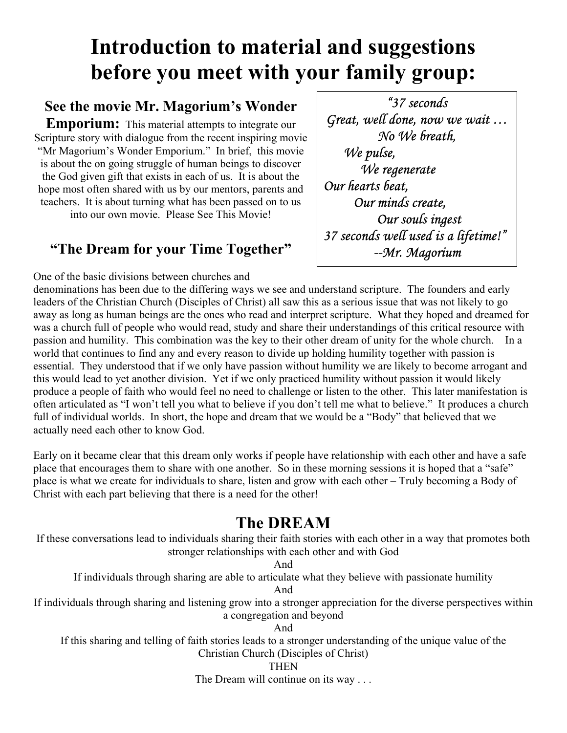# Introduction to material and suggestions before you meet with your family group:

## See the movie Mr. Magorium's Wonder Emporium:

This material attempts to integrate our Scripture story with dialogue from the recent inspiring movie "Mr Magorium's Wonder Emporium." In brief, this movie is about the on going struggle of human beings to discover the God given gift that exists in each of us. It is about the hope most often shared with us by our mentors, parents and teachers. It is about turning what has been passed on to us into our own movie. Please See This Movie!

> *"37 seconds*
> *Great, well done, now we wait …*
> *No We breath,*
> *We pulse,*
> *We regenerate*
> *Our hearts beat,*
> *Our minds create,*
> *Our souls ingest*
> *37 seconds well used is a lifetime!"*
> *--Mr. Magorium*

## "The Dream for your Time Together"

One of the basic divisions between churches and denominations has been due to the differing ways we see and understand scripture. The founders and early leaders of the Christian Church (Disciples of Christ) all saw this as a serious issue that was not likely to go away as long as human beings are the ones who read and interpret scripture. What they hoped and dreamed for was a church full of people who would read, study and share their understandings of this critical resource with passion and humility. This combination was the key to their other dream of unity for the whole church. In a world that continues to find any and every reason to divide up holding humility together with passion is essential. They understood that if we only have passion without humility we are likely to become arrogant and this would lead to yet another division. Yet if we only practiced humility without passion it would likely produce a people of faith who would feel no need to challenge or listen to the other. This later manifestation is often articulated as "I won't tell you what to believe if you don't tell me what to believe." It produces a church full of individual worlds. In short, the hope and dream that we would be a "Body" that believed that we actually need each other to know God.

Early on it became clear that this dream only works if people have relationship with each other and have a safe place that encourages them to share with one another. So in these morning sessions it is hoped that a "safe" place is what we create for individuals to share, listen and grow with each other – Truly becoming a Body of Christ with each part believing that there is a need for the other!

## The DREAM

If these conversations lead to individuals sharing their faith stories with each other in a way that promotes both stronger relationships with each other and with God

And

If individuals through sharing are able to articulate what they believe with passionate humility

And

If individuals through sharing and listening grow into a stronger appreciation for the diverse perspectives within a congregation and beyond

And

If this sharing and telling of faith stories leads to a stronger understanding of the unique value of the Christian Church (Disciples of Christ)

THEN

The Dream will continue on its way . . .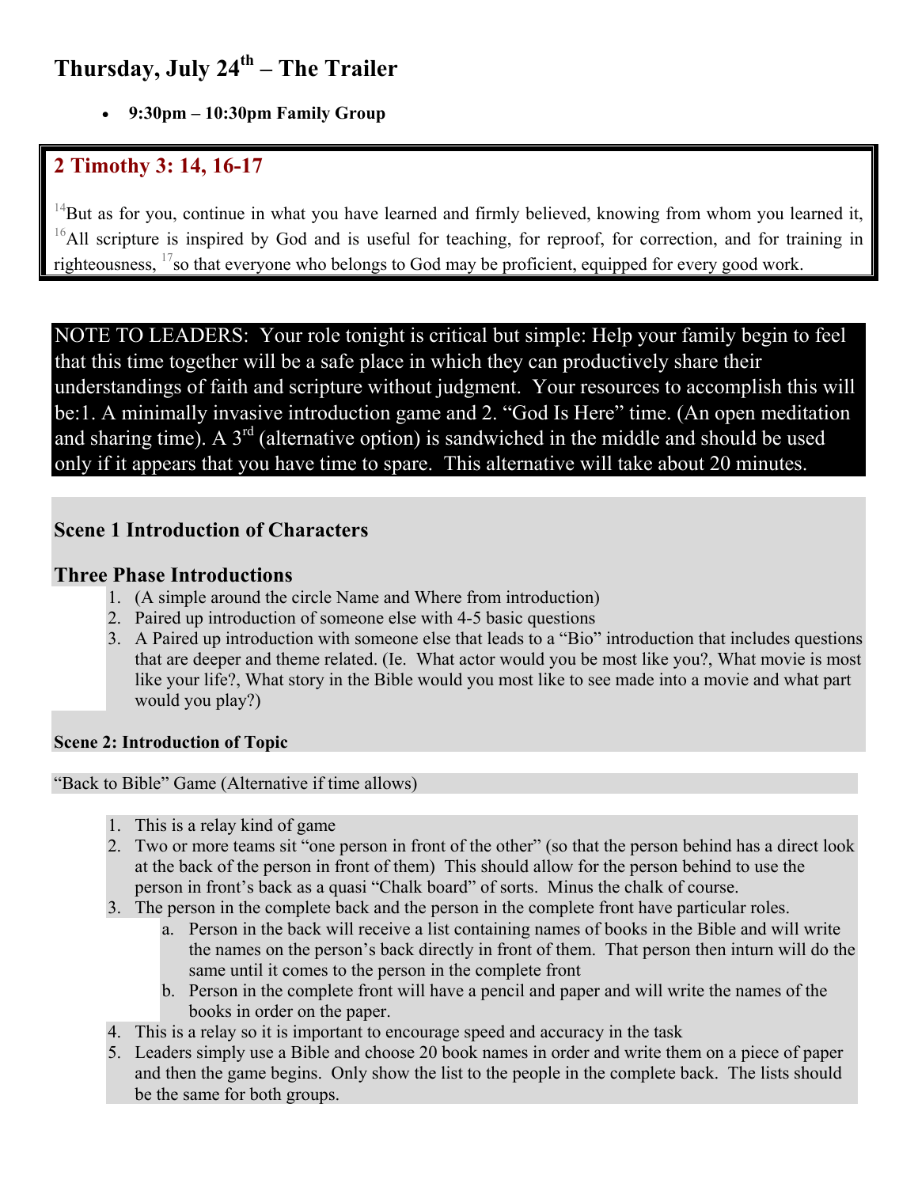## Thursday, July 24th – The Trailer

- **9:30pm – 10:30pm Family Group**

### 2 Timothy 3: 14, 16-17

[14]But as for you, continue in what you have learned and firmly believed, knowing from whom you learned it, [16]All scripture is inspired by God and is useful for teaching, for reproof, for correction, and for training in righteousness, [17]so that everyone who belongs to God may be proficient, equipped for every good work.

NOTE TO LEADERS: Your role tonight is critical but simple: Help your family begin to feel that this time together will be a safe place in which they can productively share their understandings of faith and scripture without judgment. Your resources to accomplish this will be:1. A minimally invasive introduction game and 2. "God Is Here" time. (An open meditation and sharing time). A 3rd (alternative option) is sandwiched in the middle and should be used only if it appears that you have time to spare. This alternative will take about 20 minutes.

### Scene 1 Introduction of Characters

### Three Phase Introductions

1. (A simple around the circle Name and Where from introduction)
2. Paired up introduction of someone else with 4-5 basic questions
3. A Paired up introduction with someone else that leads to a "Bio" introduction that includes questions that are deeper and theme related. (Ie. What actor would you be most like you?, What movie is most like your life?, What story in the Bible would you most like to see made into a movie and what part would you play?)

**Scene 2: Introduction of Topic**

"Back to Bible" Game (Alternative if time allows)

1. This is a relay kind of game
2. Two or more teams sit "one person in front of the other" (so that the person behind has a direct look at the back of the person in front of them) This should allow for the person behind to use the person in front's back as a quasi "Chalk board" of sorts. Minus the chalk of course.
3. The person in the complete back and the person in the complete front have particular roles.
   a. Person in the back will receive a list containing names of books in the Bible and will write the names on the person's back directly in front of them. That person then inturn will do the same until it comes to the person in the complete front
   b. Person in the complete front will have a pencil and paper and will write the names of the books in order on the paper.
4. This is a relay so it is important to encourage speed and accuracy in the task
5. Leaders simply use a Bible and choose 20 book names in order and write them on a piece of paper and then the game begins. Only show the list to the people in the complete back. The lists should be the same for both groups.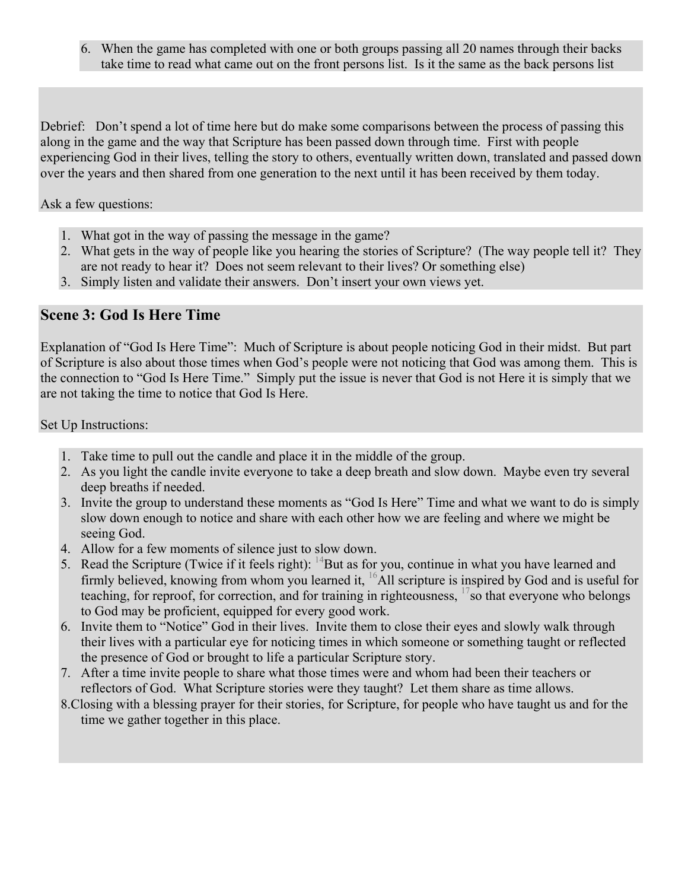6. When the game has completed with one or both groups passing all 20 names through their backs take time to read what came out on the front persons list. Is it the same as the back persons list

Debrief: Don't spend a lot of time here but do make some comparisons between the process of passing this along in the game and the way that Scripture has been passed down through time. First with people experiencing God in their lives, telling the story to others, eventually written down, translated and passed down over the years and then shared from one generation to the next until it has been received by them today.

Ask a few questions:

1. What got in the way of passing the message in the game?
2. What gets in the way of people like you hearing the stories of Scripture? (The way people tell it? They are not ready to hear it? Does not seem relevant to their lives? Or something else)
3. Simply listen and validate their answers. Don't insert your own views yet.

## Scene 3: God Is Here Time

Explanation of "God Is Here Time": Much of Scripture is about people noticing God in their midst. But part of Scripture is also about those times when God's people were not noticing that God was among them. This is the connection to "God Is Here Time." Simply put the issue is never that God is not Here it is simply that we are not taking the time to notice that God Is Here.

Set Up Instructions:

1. Take time to pull out the candle and place it in the middle of the group.
2. As you light the candle invite everyone to take a deep breath and slow down. Maybe even try several deep breaths if needed.
3. Invite the group to understand these moments as "God Is Here" Time and what we want to do is simply slow down enough to notice and share with each other how we are feeling and where we might be seeing God.
4. Allow for a few moments of silence just to slow down.
5. Read the Scripture (Twice if it feels right): [14]But as for you, continue in what you have learned and firmly believed, knowing from whom you learned it, [16]All scripture is inspired by God and is useful for teaching, for reproof, for correction, and for training in righteousness, [17]so that everyone who belongs to God may be proficient, equipped for every good work.
6. Invite them to "Notice" God in their lives. Invite them to close their eyes and slowly walk through their lives with a particular eye for noticing times in which someone or something taught or reflected the presence of God or brought to life a particular Scripture story.
7. After a time invite people to share what those times were and whom had been their teachers or reflectors of God. What Scripture stories were they taught? Let them share as time allows.
8. Closing with a blessing prayer for their stories, for Scripture, for people who have taught us and for the time we gather together in this place.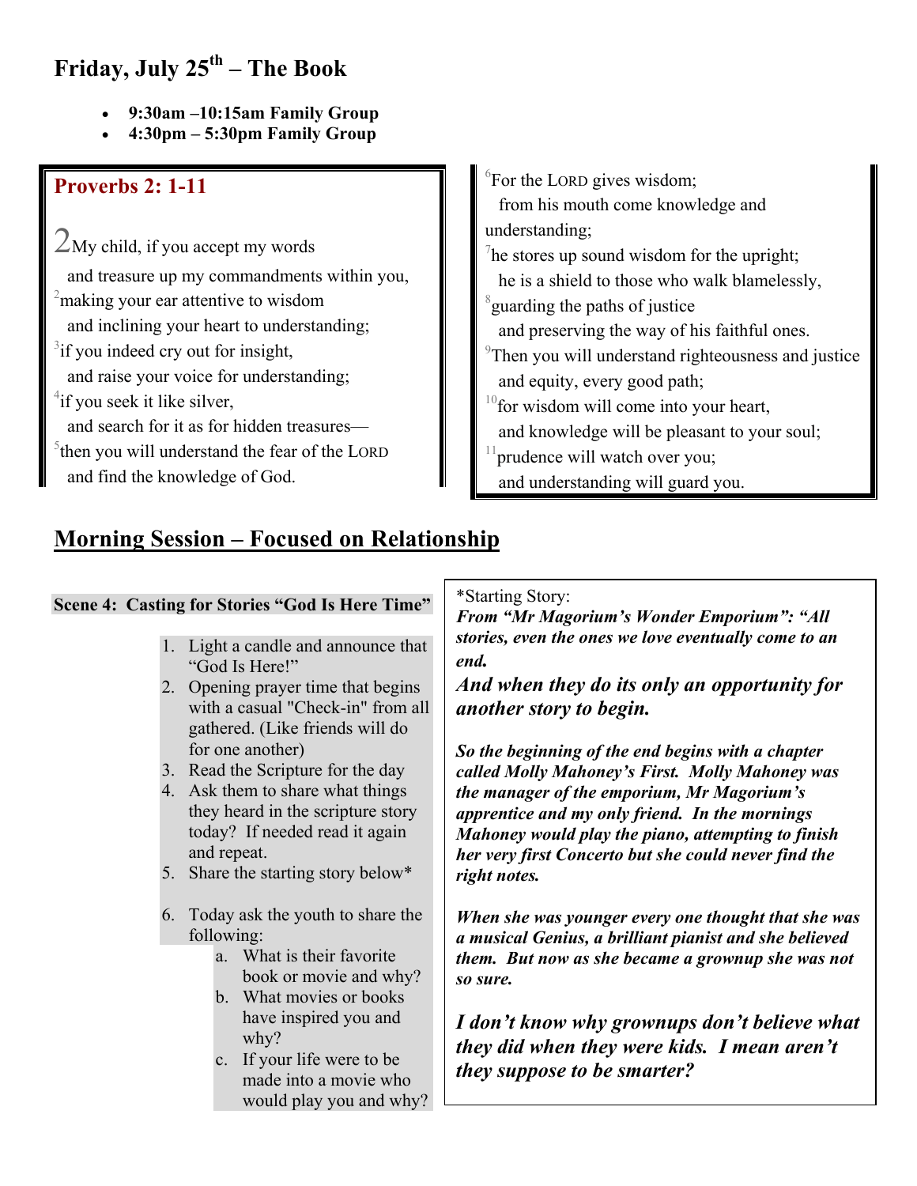# Friday, July 25th – The Book

- **9:30am –10:15am Family Group**
- **4:30pm – 5:30pm Family Group**

## Proverbs 2: 1-11

2 My child, if you accept my words
  and treasure up my commandments within you,
[2] making your ear attentive to wisdom
  and inclining your heart to understanding;
[3] if you indeed cry out for insight,
  and raise your voice for understanding;
[4] if you seek it like silver,
  and search for it as for hidden treasures—
[5] then you will understand the fear of the LORD
  and find the knowledge of God.
[6] For the LORD gives wisdom;
  from his mouth come knowledge and understanding;
[7] he stores up sound wisdom for the upright;
  he is a shield to those who walk blamelessly,
[8] guarding the paths of justice
  and preserving the way of his faithful ones.
[9] Then you will understand righteousness and justice
  and equity, every good path;
[10] for wisdom will come into your heart,
  and knowledge will be pleasant to your soul;
[11] prudence will watch over you;
  and understanding will guard you.

## Morning Session – Focused on Relationship

**Scene 4: Casting for Stories "God Is Here Time"**

1. Light a candle and announce that "God Is Here!"
2. Opening prayer time that begins with a casual "Check-in" from all gathered. (Like friends will do for one another)
3. Read the Scripture for the day
4. Ask them to share what things they heard in the scripture story today? If needed read it again and repeat.
5. Share the starting story below*
6. Today ask the youth to share the following:
   a. What is their favorite book or movie and why?
   b. What movies or books have inspired you and why?
   c. If your life were to be made into a movie who would play you and why?

*Starting Story:
***From "Mr Magorium's Wonder Emporium": "All stories, even the ones we love eventually come to an end.***

***And when they do its only an opportunity for another story to begin.***

***So the beginning of the end begins with a chapter called Molly Mahoney's First. Molly Mahoney was the manager of the emporium, Mr Magorium's apprentice and my only friend. In the mornings Mahoney would play the piano, attempting to finish her very first Concerto but she could never find the right notes.***

***When she was younger every one thought that she was a musical Genius, a brilliant pianist and she believed them. But now as she became a grownup she was not so sure.***

***I don't know why grownups don't believe what they did when they were kids. I mean aren't they suppose to be smarter?***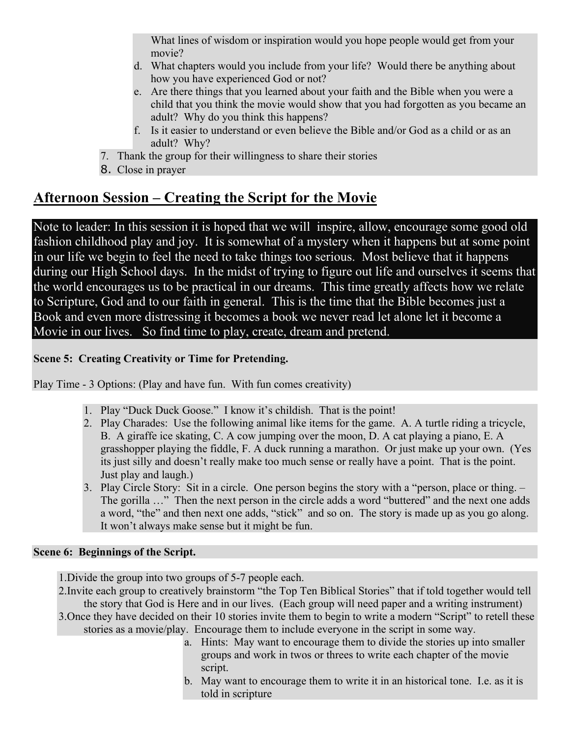What lines of wisdom or inspiration would you hope people would get from your movie?

d. What chapters would you include from your life? Would there be anything about how you have experienced God or not?
e. Are there things that you learned about your faith and the Bible when you were a child that you think the movie would show that you had forgotten as you became an adult? Why do you think this happens?
f. Is it easier to understand or even believe the Bible and/or God as a child or as an adult? Why?

7. Thank the group for their willingness to share their stories
8. Close in prayer

## Afternoon Session – Creating the Script for the Movie

Note to leader: In this session it is hoped that we will inspire, allow, encourage some good old fashion childhood play and joy. It is somewhat of a mystery when it happens but at some point in our life we begin to feel the need to take things too serious. Most believe that it happens during our High School days. In the midst of trying to figure out life and ourselves it seems that the world encourages us to be practical in our dreams. This time greatly affects how we relate to Scripture, God and to our faith in general. This is the time that the Bible becomes just a Book and even more distressing it becomes a book we never read let alone let it become a Movie in our lives. So find time to play, create, dream and pretend.

**Scene 5: Creating Creativity or Time for Pretending.**

Play Time - 3 Options: (Play and have fun. With fun comes creativity)

1. Play "Duck Duck Goose." I know it's childish. That is the point!
2. Play Charades: Use the following animal like items for the game. A. A turtle riding a tricycle, B. A giraffe ice skating, C. A cow jumping over the moon, D. A cat playing a piano, E. A grasshopper playing the fiddle, F. A duck running a marathon. Or just make up your own. (Yes its just silly and doesn't really make too much sense or really have a point. That is the point. Just play and laugh.)
3. Play Circle Story: Sit in a circle. One person begins the story with a "person, place or thing. – The gorilla …" Then the next person in the circle adds a word "buttered" and the next one adds a word, "the" and then next one adds, "stick" and so on. The story is made up as you go along. It won't always make sense but it might be fun.

**Scene 6: Beginnings of the Script.**

1. Divide the group into two groups of 5-7 people each.
2. Invite each group to creatively brainstorm "the Top Ten Biblical Stories" that if told together would tell the story that God is Here and in our lives. (Each group will need paper and a writing instrument)
3. Once they have decided on their 10 stories invite them to begin to write a modern "Script" to retell these stories as a movie/play. Encourage them to include everyone in the script in some way.
   a. Hints: May want to encourage them to divide the stories up into smaller groups and work in twos or threes to write each chapter of the movie script.
   b. May want to encourage them to write it in an historical tone. I.e. as it is told in scripture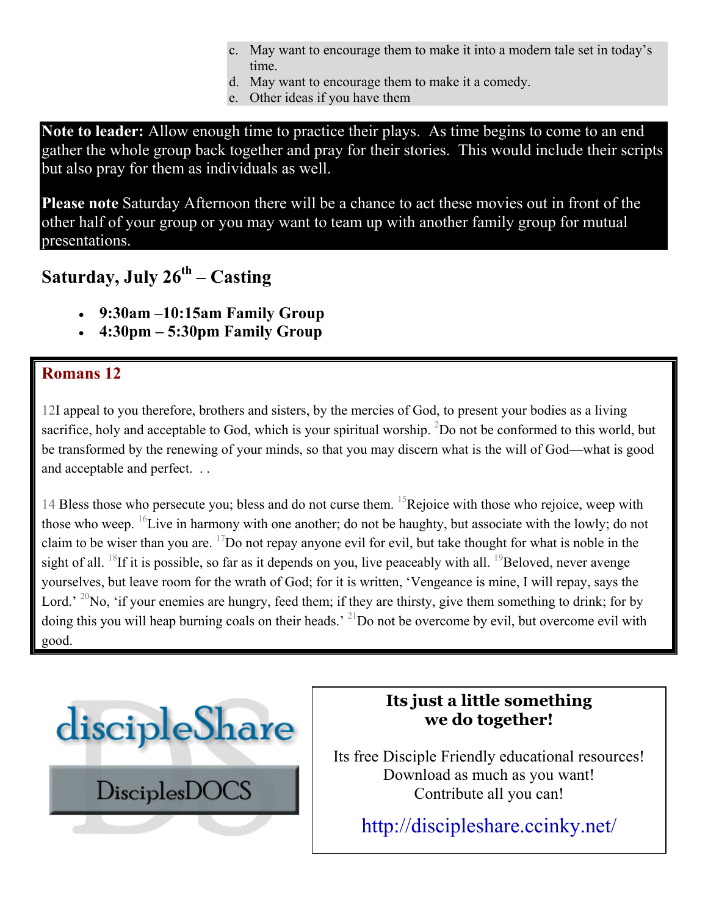c. May want to encourage them to make it into a modern tale set in today's time.
d. May want to encourage them to make it a comedy.
e. Other ideas if you have them

**Note to leader:** Allow enough time to practice their plays. As time begins to come to an end gather the whole group back together and pray for their stories. This would include their scripts but also pray for them as individuals as well.

**Please note** Saturday Afternoon there will be a chance to act these movies out in front of the other half of your group or you may want to team up with another family group for mutual presentations.

## Saturday, July 26th – Casting

- **9:30am –10:15am Family Group**
- **4:30pm – 5:30pm Family Group**

### Romans 12

12I appeal to you therefore, brothers and sisters, by the mercies of God, to present your bodies as a living sacrifice, holy and acceptable to God, which is your spiritual worship. [2]Do not be conformed to this world, but be transformed by the renewing of your minds, so that you may discern what is the will of God—what is good and acceptable and perfect. . .

14 Bless those who persecute you; bless and do not curse them. [15]Rejoice with those who rejoice, weep with those who weep. [16]Live in harmony with one another; do not be haughty, but associate with the lowly; do not claim to be wiser than you are. [17]Do not repay anyone evil for evil, but take thought for what is noble in the sight of all. [18]If it is possible, so far as it depends on you, live peaceably with all. [19]Beloved, never avenge yourselves, but leave room for the wrath of God; for it is written, 'Vengeance is mine, I will repay, says the Lord.' [20]No, 'if your enemies are hungry, feed them; if they are thirsty, give them something to drink; for by doing this you will heap burning coals on their heads.' [21]Do not be overcome by evil, but overcome evil with good.

discipleShare

DisciplesDOCS

**Its just a little something we do together!**

Its free Disciple Friendly educational resources!
Download as much as you want!
Contribute all you can!

http://discipleshare.ccinky.net/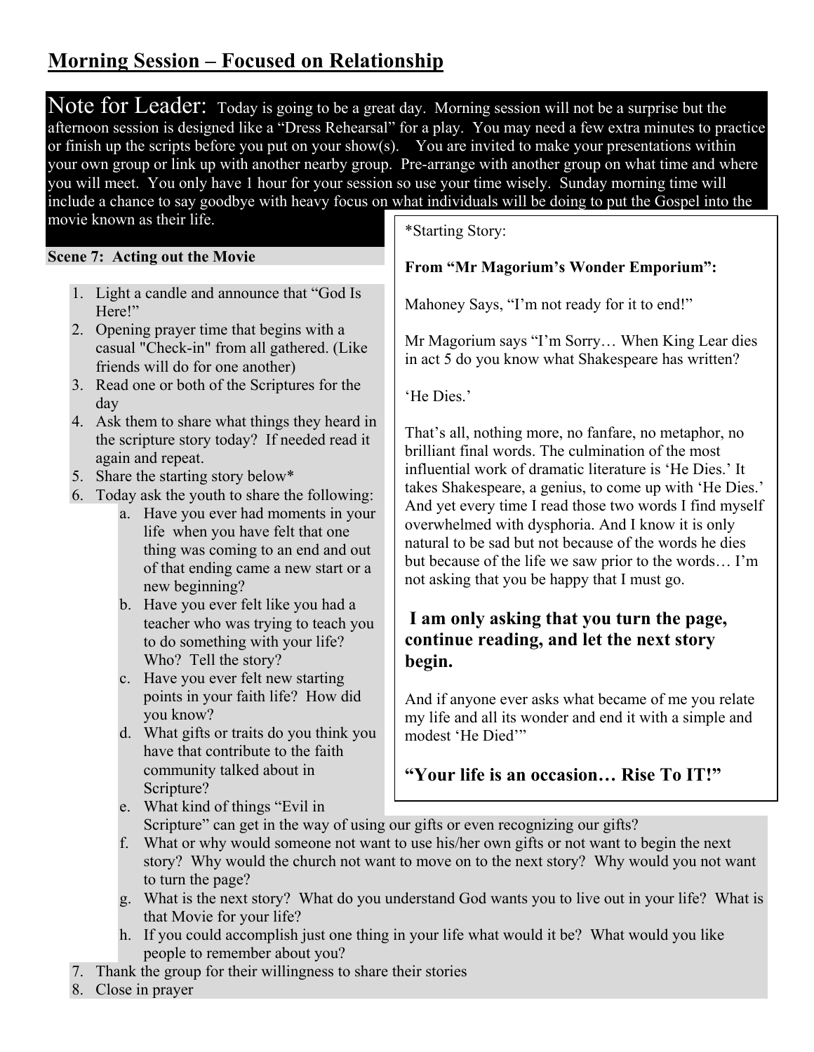## Morning Session – Focused on Relationship

**Note for Leader:** Today is going to be a great day. Morning session will not be a surprise but the afternoon session is designed like a "Dress Rehearsal" for a play. You may need a few extra minutes to practice or finish up the scripts before you put on your show(s). You are invited to make your presentations within your own group or link up with another nearby group. Pre-arrange with another group on what time and where you will meet. You only have 1 hour for your session so use your time wisely. Sunday morning time will include a chance to say goodbye with heavy focus on what individuals will be doing to put the Gospel into the movie known as their life.

**Scene 7: Acting out the Movie**

1. Light a candle and announce that "God Is Here!"
2. Opening prayer time that begins with a casual "Check-in" from all gathered. (Like friends will do for one another)
3. Read one or both of the Scriptures for the day
4. Ask them to share what things they heard in the scripture story today? If needed read it again and repeat.
5. Share the starting story below*
6. Today ask the youth to share the following:
   a. Have you ever had moments in your life when you have felt that one thing was coming to an end and out of that ending came a new start or a new beginning?
   b. Have you ever felt like you had a teacher who was trying to teach you to do something with your life? Who? Tell the story?
   c. Have you ever felt new starting points in your faith life? How did you know?
   d. What gifts or traits do you think you have that contribute to the faith community talked about in Scripture?
   e. What kind of things "Evil in Scripture" can get in the way of using our gifts or even recognizing our gifts?
   f. What or why would someone not want to use his/her own gifts or not want to begin the next story? Why would the church not want to move on to the next story? Why would you not want to turn the page?
   g. What is the next story? What do you understand God wants you to live out in your life? What is that Movie for your life?
   h. If you could accomplish just one thing in your life what would it be? What would you like people to remember about you?
7. Thank the group for their willingness to share their stories
8. Close in prayer

*Starting Story:

**From "Mr Magorium's Wonder Emporium":**

Mahoney Says, "I'm not ready for it to end!"

Mr Magorium says "I'm Sorry… When King Lear dies in act 5 do you know what Shakespeare has written?

'He Dies.'

That's all, nothing more, no fanfare, no metaphor, no brilliant final words. The culmination of the most influential work of dramatic literature is 'He Dies.' It takes Shakespeare, a genius, to come up with 'He Dies.' And yet every time I read those two words I find myself overwhelmed with dysphoria. And I know it is only natural to be sad but not because of the words he dies but because of the life we saw prior to the words… I'm not asking that you be happy that I must go.

**I am only asking that you turn the page, continue reading, and let the next story begin.**

And if anyone ever asks what became of me you relate my life and all its wonder and end it with a simple and modest 'He Died'"

**"Your life is an occasion… Rise To IT!"**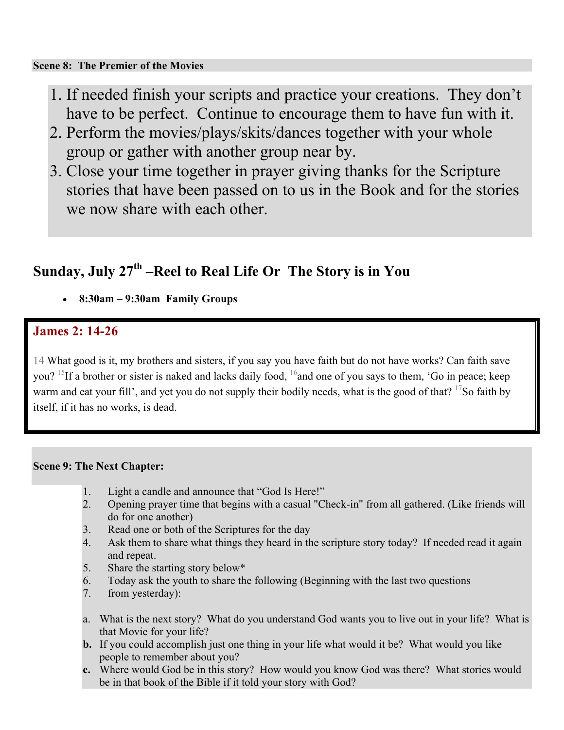**Scene 8: The Premier of the Movies**

1. If needed finish your scripts and practice your creations. They don't have to be perfect. Continue to encourage them to have fun with it.
2. Perform the movies/plays/skits/dances together with your whole group or gather with another group near by.
3. Close your time together in prayer giving thanks for the Scripture stories that have been passed on to us in the Book and for the stories we now share with each other.

## Sunday, July 27th –Reel to Real Life Or The Story is in You

- **8:30am – 9:30am Family Groups**

### James 2: 14-26

14 What good is it, my brothers and sisters, if you say you have faith but do not have works? Can faith save you? 15 If a brother or sister is naked and lacks daily food, 16 and one of you says to them, 'Go in peace; keep warm and eat your fill', and yet you do not supply their bodily needs, what is the good of that? 17 So faith by itself, if it has no works, is dead.

**Scene 9: The Next Chapter:**

1. Light a candle and announce that "God Is Here!"
2. Opening prayer time that begins with a casual "Check-in" from all gathered. (Like friends will do for one another)
3. Read one or both of the Scriptures for the day
4. Ask them to share what things they heard in the scripture story today? If needed read it again and repeat.
5. Share the starting story below*
6. Today ask the youth to share the following (Beginning with the last two questions
7. from yesterday):

a. What is the next story? What do you understand God wants you to live out in your life? What is that Movie for your life?

**b.** If you could accomplish just one thing in your life what would it be? What would you like people to remember about you?

**c.** Where would God be in this story? How would you know God was there? What stories would be in that book of the Bible if it told your story with God?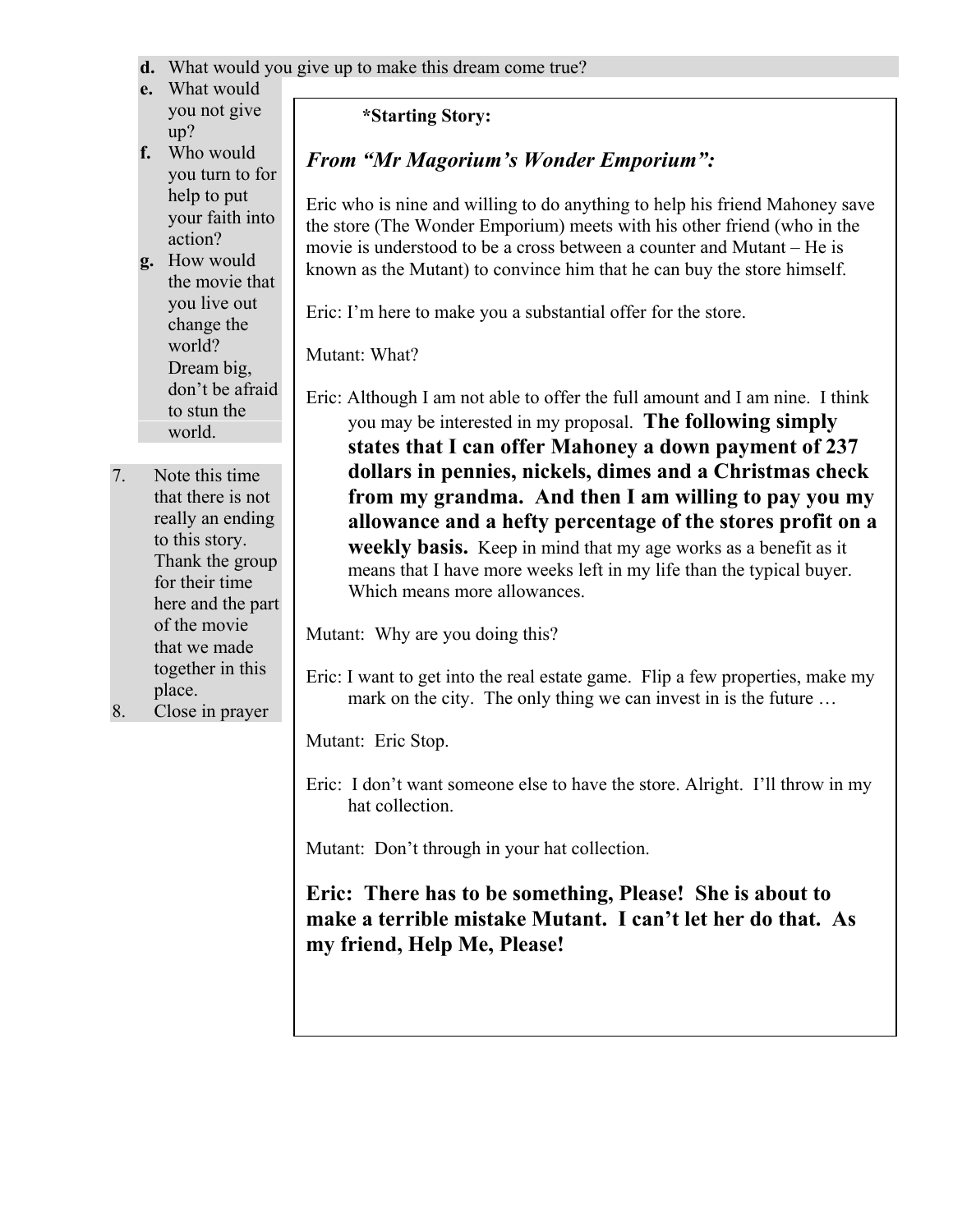**d.** What would you give up to make this dream come true?

**e.** What would you not give up?

**f.** Who would you turn to for help to put your faith into action?

**g.** How would the movie that you live out change the world? Dream big, don't be afraid to stun the world.

7. Note this time that there is not really an ending to this story. Thank the group for their time here and the part of the movie that we made together in this place.
8. Close in prayer

**\*Starting Story:**

### *From "Mr Magorium's Wonder Emporium":*

Eric who is nine and willing to do anything to help his friend Mahoney save the store (The Wonder Emporium) meets with his other friend (who in the movie is understood to be a cross between a counter and Mutant – He is known as the Mutant) to convince him that he can buy the store himself.

Eric: I'm here to make you a substantial offer for the store.

Mutant: What?

Eric: Although I am not able to offer the full amount and I am nine. I think you may be interested in my proposal. **The following simply states that I can offer Mahoney a down payment of 237 dollars in pennies, nickels, dimes and a Christmas check from my grandma. And then I am willing to pay you my allowance and a hefty percentage of the stores profit on a weekly basis.** Keep in mind that my age works as a benefit as it means that I have more weeks left in my life than the typical buyer. Which means more allowances.

Mutant: Why are you doing this?

Eric: I want to get into the real estate game. Flip a few properties, make my mark on the city. The only thing we can invest in is the future …

Mutant: Eric Stop.

Eric: I don't want someone else to have the store. Alright. I'll throw in my hat collection.

Mutant: Don't through in your hat collection.

**Eric: There has to be something, Please! She is about to make a terrible mistake Mutant. I can't let her do that. As my friend, Help Me, Please!**